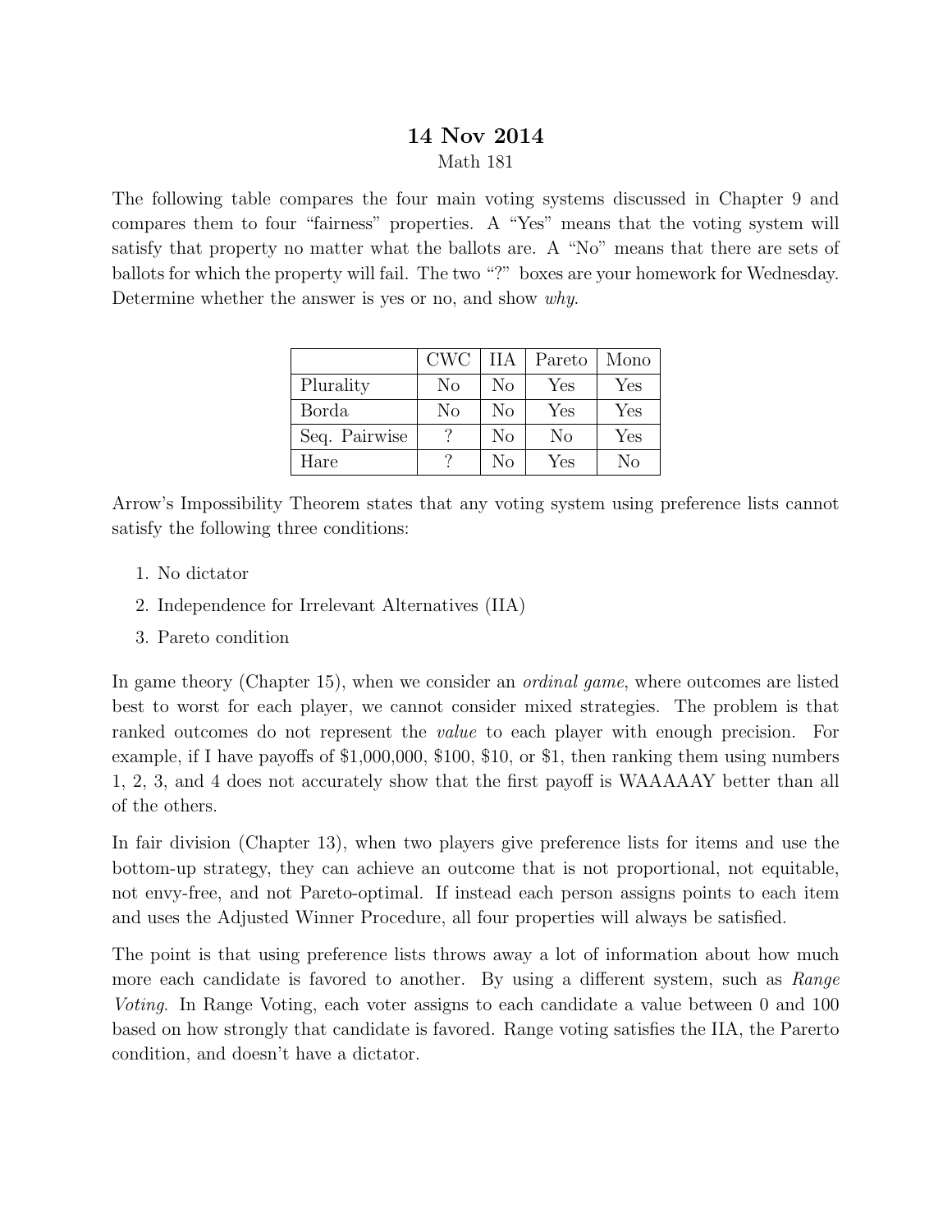# 14 Nov 2014

Math 181

The following table compares the four main voting systems discussed in Chapter 9 and compares them to four "fairness" properties. A "Yes" means that the voting system will satisfy that property no matter what the ballots are. A "No" means that there are sets of ballots for which the property will fail. The two "?" boxes are your homework for Wednesday. Determine whether the answer is yes or no, and show *why*.

| | CWC | IIA | Pareto | Mono |
|---|---|---|---|---|
| Plurality | No | No | Yes | Yes |
| Borda | No | No | Yes | Yes |
| Seq. Pairwise | ? | No | No | Yes |
| Hare | ? | No | Yes | No |

Arrow's Impossibility Theorem states that any voting system using preference lists cannot satisfy the following three conditions:

1. No dictator
2. Independence for Irrelevant Alternatives (IIA)
3. Pareto condition

In game theory (Chapter 15), when we consider an *ordinal game*, where outcomes are listed best to worst for each player, we cannot consider mixed strategies. The problem is that ranked outcomes do not represent the *value* to each player with enough precision. For example, if I have payoffs of $1,000,000, $100, $10, or $1, then ranking them using numbers 1, 2, 3, and 4 does not accurately show that the first payoff is WAAAAAY better than all of the others.

In fair division (Chapter 13), when two players give preference lists for items and use the bottom-up strategy, they can achieve an outcome that is not proportional, not equitable, not envy-free, and not Pareto-optimal. If instead each person assigns points to each item and uses the Adjusted Winner Procedure, all four properties will always be satisfied.

The point is that using preference lists throws away a lot of information about how much more each candidate is favored to another. By using a different system, such as *Range Voting*. In Range Voting, each voter assigns to each candidate a value between 0 and 100 based on how strongly that candidate is favored. Range voting satisfies the IIA, the Parerto condition, and doesn't have a dictator.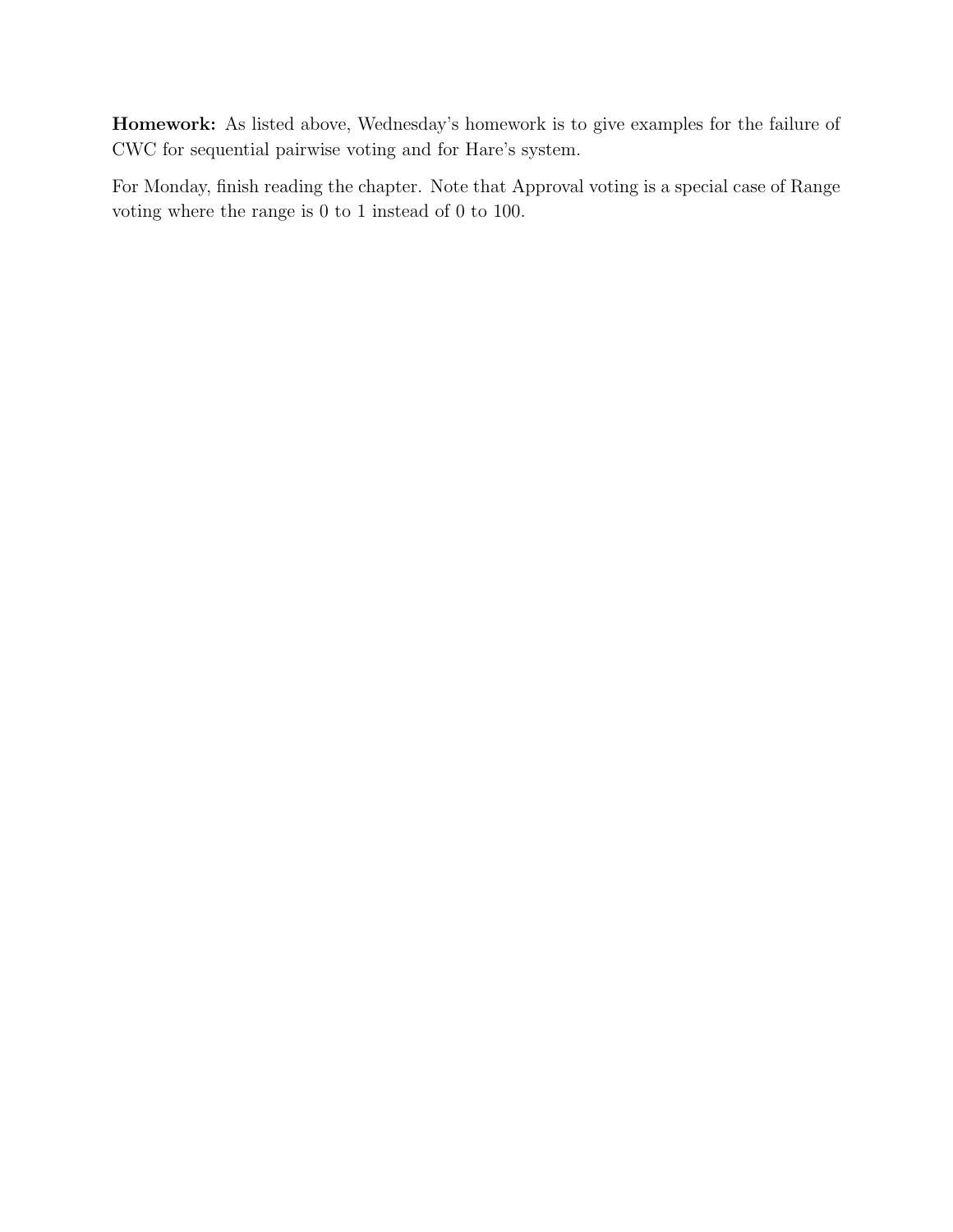**Homework:** As listed above, Wednesday's homework is to give examples for the failure of CWC for sequential pairwise voting and for Hare's system.

For Monday, finish reading the chapter. Note that Approval voting is a special case of Range voting where the range is 0 to 1 instead of 0 to 100.